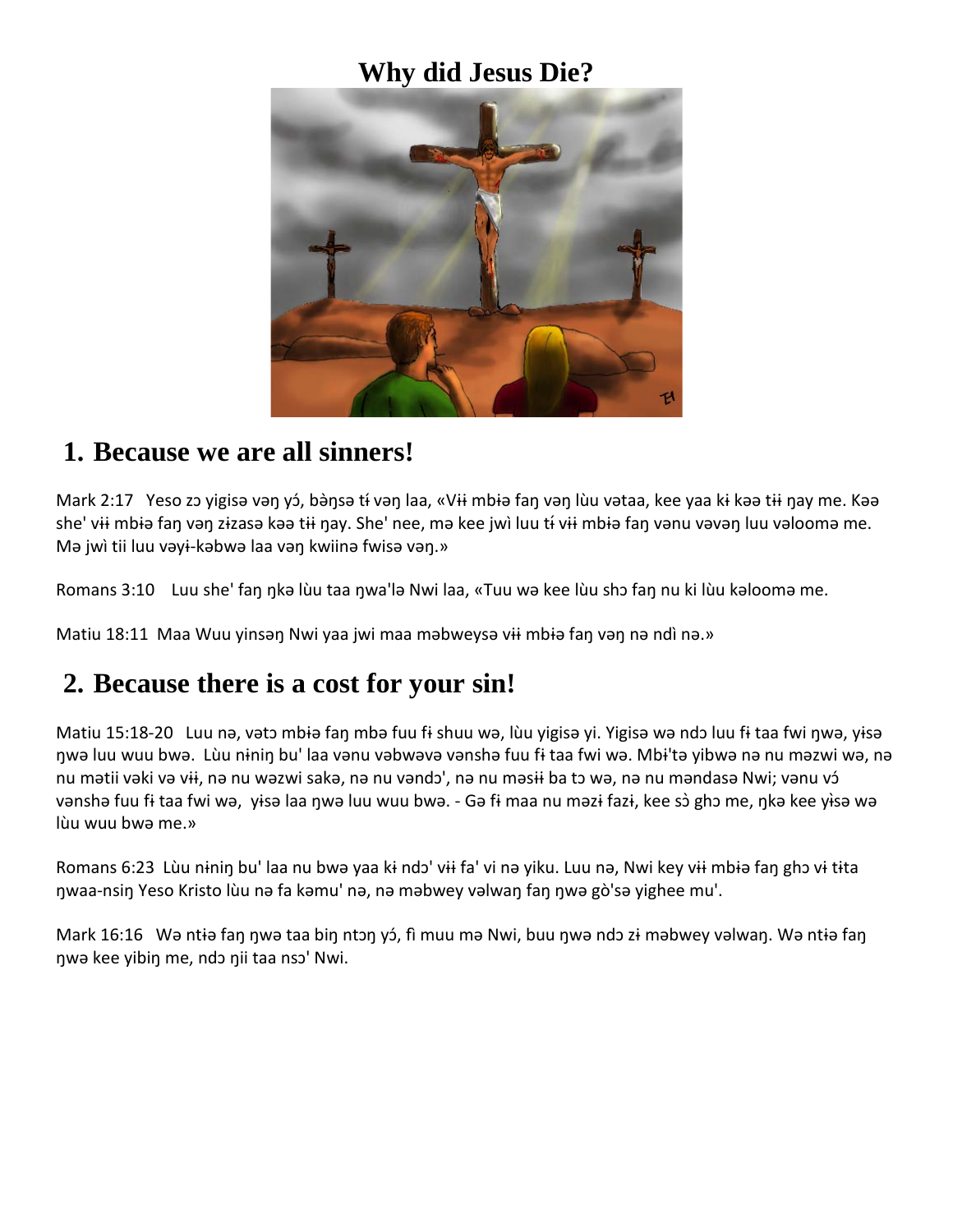# Why did Jesus Die?

## 1. Because we are all sinners!

Mark 2:17   Yeso zɔ yigisə vəŋ yɔ́, bə̀ŋsə tɨ́ vəŋ laa, «Vɨɨ mbɨə faŋ vəŋ lùu vətaa, kee yaa kɨ kəə tɨɨ ŋay me. Kəə she' vɨɨ mbɨə faŋ vəŋ zɨzasə kəə tɨɨ ŋay. She' nee, mə kee jwì luu tɨ́ vɨɨ mbɨə faŋ vənu vəvəŋ luu vəloomə me. Mə jwì tii luu vəyɨ-kəbwə laa vəŋ kwiinə fwisə vəŋ.»

Romans 3:10    Luu she' faŋ ŋkə lùu taa ŋwa'lə Nwi laa, «Tuu wə kee lùu shɔ faŋ nu ki lùu kəloomə me.

Matiu 18:11  Maa Wuu yinsəŋ Nwi yaa jwi maa məbweysə vɨɨ mbɨə faŋ vəŋ nə ndì nə.»

## 2. Because there is a cost for your sin!

Matiu 15:18-20   Luu nə, vətɔ mbɨə faŋ mbə fuu fɨ shuu wə, lùu yigisə yi. Yigisə wə ndɔ luu fɨ taa fwi ŋwə, yɨsə ŋwə luu wuu bwə.  Lùu nɨniŋ bu' laa vənu vəbwəvə vənshə fuu fɨ taa fwi wə. Mbɨ'tə yibwə nə nu məzwi wə, nə nu mətii vəki və vɨɨ, nə nu wəzwi sakə, nə nu vəndɔ', nə nu məsɨɨ ba tɔ wə, nə nu məndasə Nwi; vənu vɔ́ vənshə fuu fɨ taa fwi wə,  yɨsə laa ŋwə luu wuu bwə. - Gə fɨ maa nu məzɨ fazɨ, kee sɔ̀ ghɔ me, ŋkə kee yɨ̀sə wə lùu wuu bwə me.»

Romans 6:23  Lùu nɨniŋ bu' laa nu bwə yaa kɨ ndɔ' vɨɨ fa' vi nə yiku. Luu nə, Nwi key vɨɨ mbɨə faŋ ghɔ vɨ tɨta ŋwaa-nsiŋ Yeso Kristo lùu nə fa kəmu' nə, nə məbwey vəlwaŋ faŋ ŋwə gò'sə yighee mu'.

Mark 16:16   Wə ntɨə faŋ ŋwə taa biŋ ntɔŋ yɔ́, fì muu mə Nwi, buu ŋwə ndɔ zɨ məbwey vəlwaŋ. Wə ntɨə faŋ ŋwə kee yibiŋ me, ndɔ ŋii taa nsɔ' Nwi.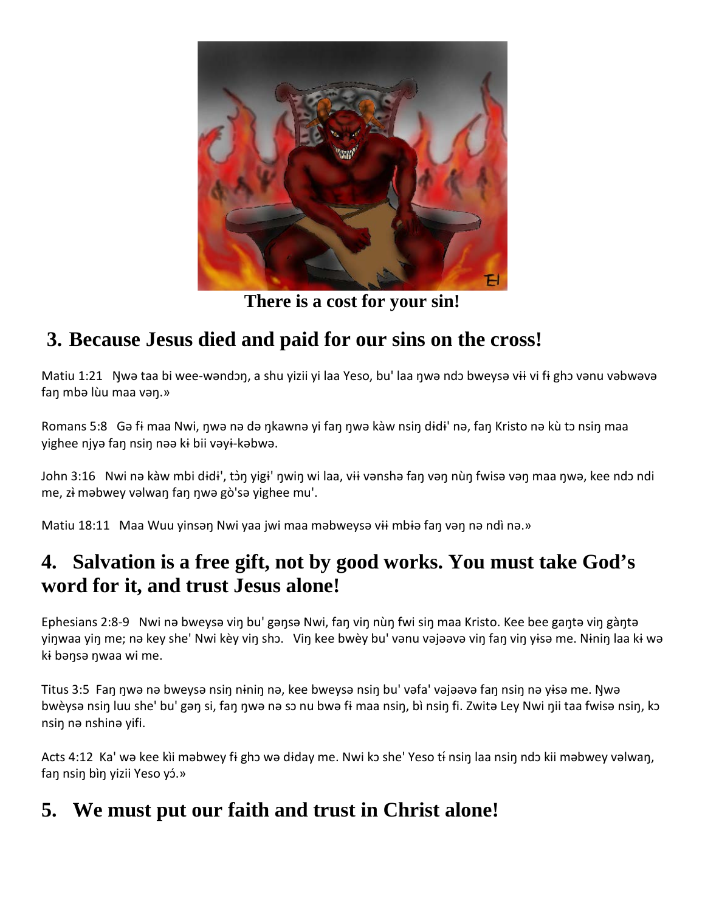There is a cost for your sin!

## 3. Because Jesus died and paid for our sins on the cross!

Matiu 1:21 Ŋwə taa bi wee-wəndɔŋ, a shu yizii yi laa Yeso, bu' laa ŋwə ndɔ bweysə vɨɨ vi fɨ ghɔ vənu vəbwəvə faŋ mbə lùu maa vəŋ.»

Romans 5:8 Gə fɨ maa Nwi, ŋwə nə də ŋkawnə yi faŋ ŋwə kàw nsiŋ dɨdɨ' nə, faŋ Kristo nə kù tɔ nsiŋ maa yighee njyə faŋ nsiŋ nəə kɨ bii vəyɨ-kəbwə.

John 3:16 Nwi nə kàw mbi dɨdɨ', tòŋ yigɨ' ŋwiŋ wi laa, vɨɨ vənshə faŋ vəŋ nùŋ fwisə vəŋ maa ŋwə, kee ndɔ ndi me, zɨ məbwey vəlwaŋ faŋ ŋwə gò'sə yighee mu'.

Matiu 18:11 Maa Wuu yinsəŋ Nwi yaa jwi maa məbweysə vɨɨ mbɨə faŋ vəŋ nə ndì nə.»

## 4. Salvation is a free gift, not by good works. You must take God's word for it, and trust Jesus alone!

Ephesians 2:8-9 Nwi nə bweysə viŋ bu' gəŋsə Nwi, faŋ viŋ nùŋ fwi siŋ maa Kristo. Kee bee gaŋtə viŋ gàŋtə yiŋwaa yiŋ me; nə key she' Nwi kèy viŋ shɔ. Viŋ kee bwèy bu' vənu vəjəəvə viŋ faŋ viŋ yɨsə me. Nɨniŋ laa kɨ wə kɨ bəŋsə ŋwaa wi me.

Titus 3:5 Faŋ ŋwə nə bweysə nsiŋ nɨniŋ nə, kee bweysə nsiŋ bu' vəfa' vəjəəvə faŋ nsiŋ nə yɨsə me. Ŋwə bwèysə nsiŋ luu she' bu' gəŋ si, faŋ ŋwə nə sɔ nu bwə fɨ maa nsiŋ, bì nsiŋ fi. Zwitə Ley Nwi ŋii taa fwisə nsiŋ, kɔ nsiŋ nə nshinə yifi.

Acts 4:12 Ka' wə kee kìi məbwey fɨ ghɔ wə dɨday me. Nwi kɔ she' Yeso tɨ́ nsiŋ laa nsiŋ ndɔ kii məbwey vəlwaŋ, faŋ nsiŋ bìŋ yizii Yeso yɔ́.»

## 5. We must put our faith and trust in Christ alone!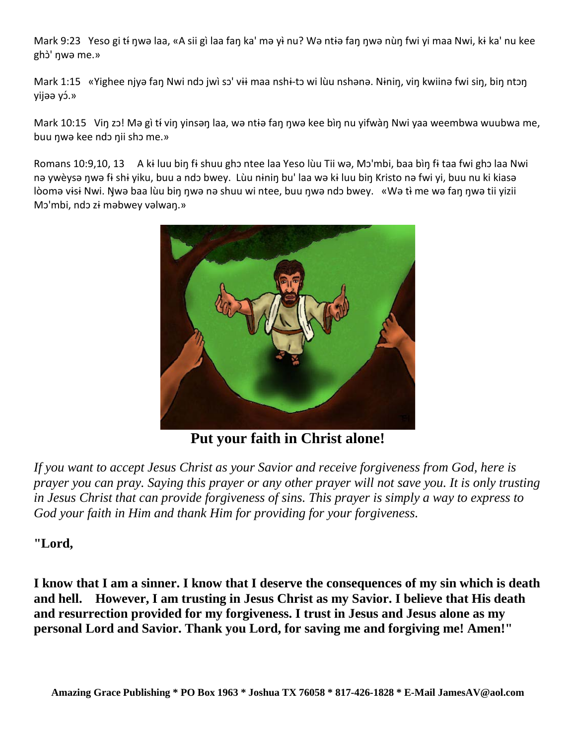Mark 9:23 Yeso gi tɨ́ ŋwə laa, «A sii gì laa faŋ ka' mə yɨ̀ nu? Wə ntɨə faŋ ŋwə nùŋ fwi yi maa Nwi, kɨ ka' nu kee ghɔ̀' ŋwə me.»

Mark 1:15 «Yighee njyə faŋ Nwi ndɔ jwì sɔ' vɨɨ maa nshɨ-tɔ wi lùu nshənə. Nɨniŋ, viŋ kwiinə fwi siŋ, biŋ ntɔŋ yijəə yɔ́.»

Mark 10:15 Viŋ zɔ! Mə gì tɨ́ viŋ yinsəŋ laa, wə ntɨə faŋ ŋwə kee bìŋ nu yifwàŋ Nwi yaa weembwa wuubwa me, buu ŋwə kee ndɔ ŋii shɔ me.»

Romans 10:9,10, 13 A kɨ luu biŋ fɨ shuu ghɔ ntee laa Yeso lùu Tii wə, Mɔ'mbi, baa bìŋ fɨ taa fwi ghɔ laa Nwi nə ywèysə ŋwə fɨ shɨ yiku, buu a ndɔ bwey. Lùu nɨniŋ bu' laa wə kɨ luu biŋ Kristo nə fwi yi, buu nu ki kiasə lòomə vɨsɨ Nwi. Ŋwə baa lùu biŋ ŋwə nə shuu wi ntee, buu ŋwə ndɔ bwey. «Wə tɨ̀ me wə faŋ ŋwə tii yizii Mɔ'mbi, ndɔ zɨ məbwey vəlwaŋ.»

**Put your faith in Christ alone!**

*If you want to accept Jesus Christ as your Savior and receive forgiveness from God, here is prayer you can pray. Saying this prayer or any other prayer will not save you. It is only trusting in Jesus Christ that can provide forgiveness of sins. This prayer is simply a way to express to God your faith in Him and thank Him for providing for your forgiveness.*

**"Lord,**

**I know that I am a sinner. I know that I deserve the consequences of my sin which is death and hell. However, I am trusting in Jesus Christ as my Savior. I believe that His death and resurrection provided for my forgiveness. I trust in Jesus and Jesus alone as my personal Lord and Savior. Thank you Lord, for saving me and forgiving me! Amen!"**

**Amazing Grace Publishing * PO Box 1963 * Joshua TX 76058 * 817-426-1828 * E-Mail JamesAV@aol.com**